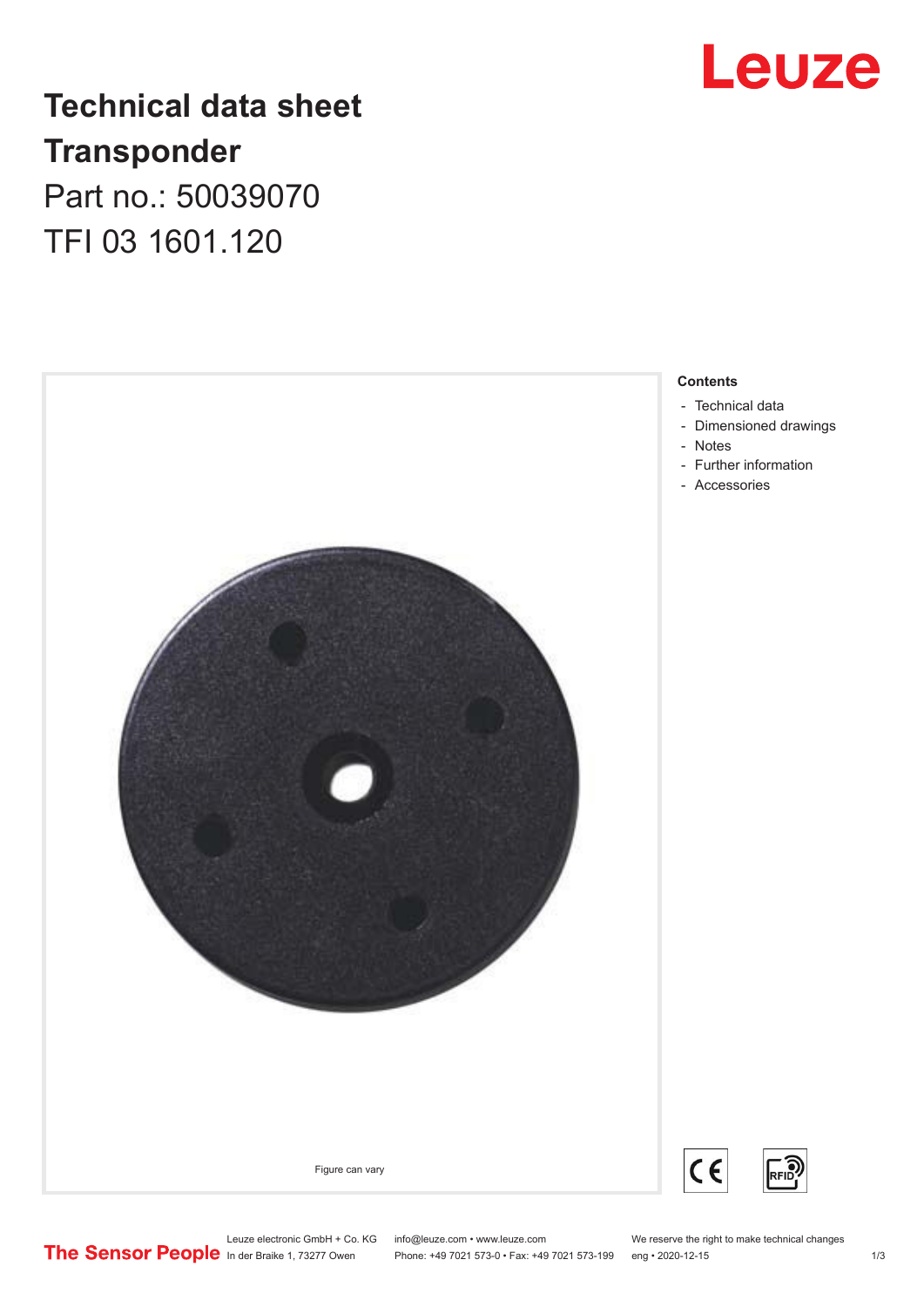# Technical data sheet
# Transponder

Part no.: 50039070

TFI 03 1601.120

Figure can vary

**Contents**

- Technical data
- Dimensioned drawings
- Notes
- Further information
- Accessories

Leuze electronic GmbH + Co. KG
In der Braike 1, 73277 Owen

info@leuze.com • www.leuze.com
Phone: +49 7021 573-0 • Fax: +49 7021 573-199

We reserve the right to make technical changes
eng • 2020-12-15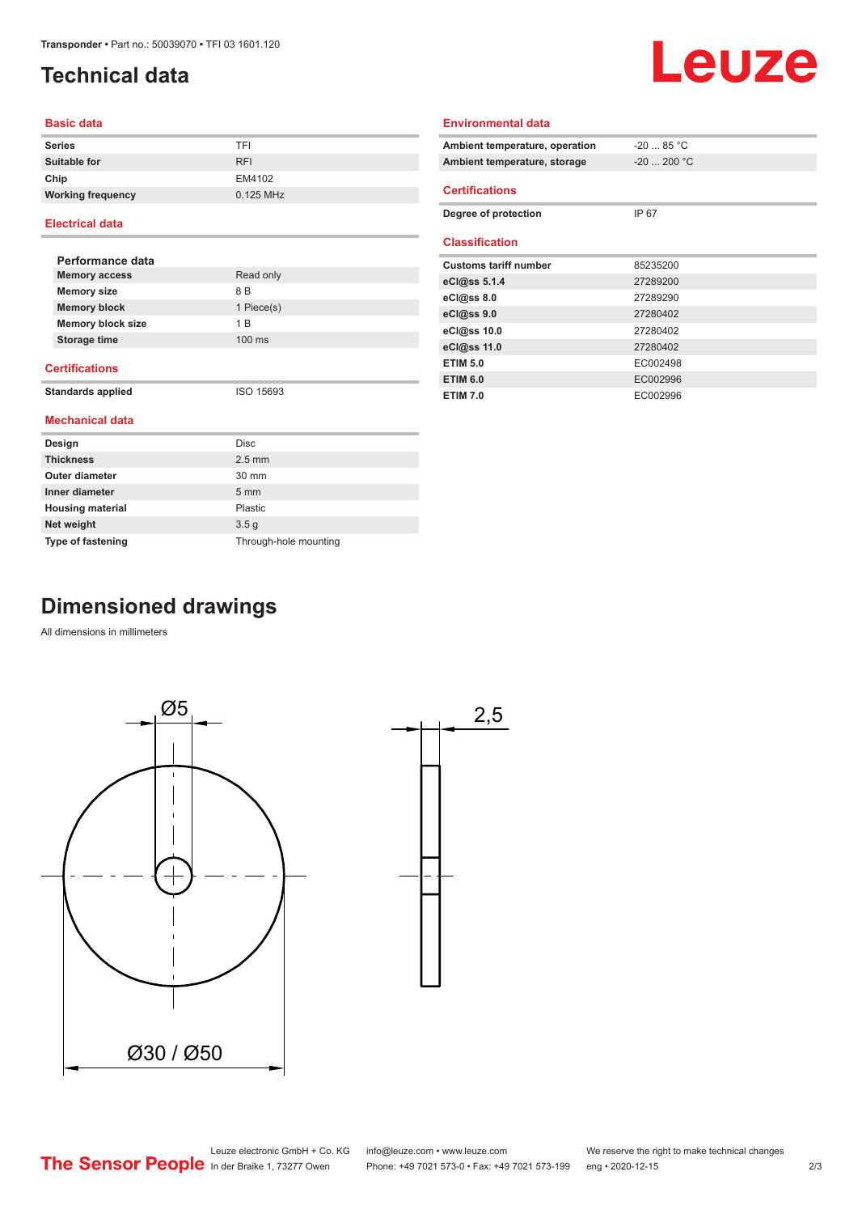# Technical data

## Basic data

| | |
|---|---|
| **Series** | TFI |
| **Suitable for** | RFI |
| **Chip** | EM4102 |
| **Working frequency** | 0.125 MHz |

## Electrical data

### Performance data

| | |
|---|---|
| **Memory access** | Read only |
| **Memory size** | 8 B |
| **Memory block** | 1 Piece(s) |
| **Memory block size** | 1 B |
| **Storage time** | 100 ms |

## Certifications

| | |
|---|---|
| **Standards applied** | ISO 15693 |

## Mechanical data

| | |
|---|---|
| **Design** | Disc |
| **Thickness** | 2.5 mm |
| **Outer diameter** | 30 mm |
| **Inner diameter** | 5 mm |
| **Housing material** | Plastic |
| **Net weight** | 3.5 g |
| **Type of fastening** | Through-hole mounting |

## Environmental data

| | |
|---|---|
| **Ambient temperature, operation** | -20 ... 85 °C |
| **Ambient temperature, storage** | -20 ... 200 °C |

## Certifications

| | |
|---|---|
| **Degree of protection** | IP 67 |

## Classification

| | |
|---|---|
| **Customs tariff number** | 85235200 |
| **eCl@ss 5.1.4** | 27289200 |
| **eCl@ss 8.0** | 27289290 |
| **eCl@ss 9.0** | 27280402 |
| **eCl@ss 10.0** | 27280402 |
| **eCl@ss 11.0** | 27280402 |
| **ETIM 5.0** | EC002498 |
| **ETIM 6.0** | EC002996 |
| **ETIM 7.0** | EC002996 |

# Dimensioned drawings

All dimensions in millimeters

Ø5

2,5

Ø30 / Ø50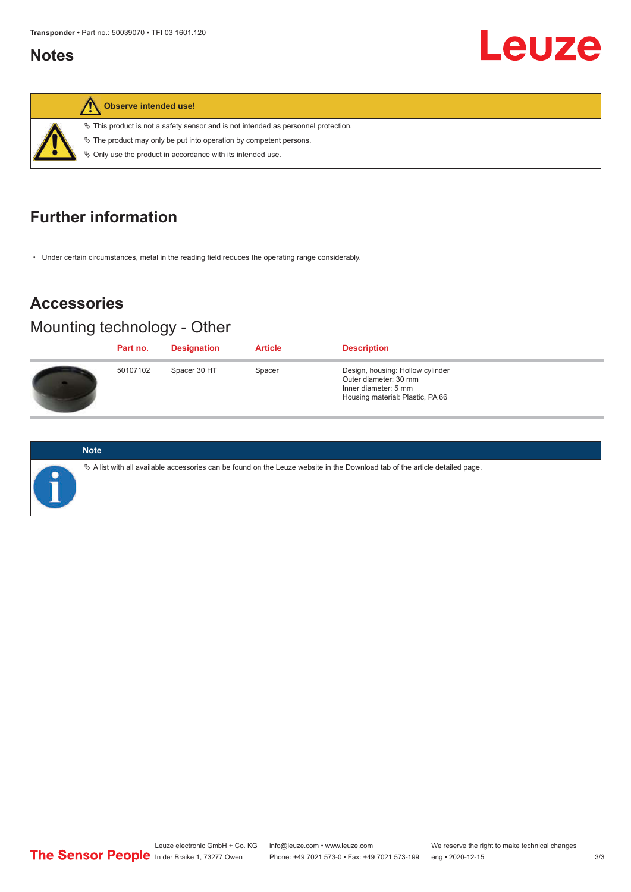## Notes

**Observe intended use!**

- This product is not a safety sensor and is not intended as personnel protection.
- The product may only be put into operation by competent persons.
- Only use the product in accordance with its intended use.

## Further information

- Under certain circumstances, metal in the reading field reduces the operating range considerably.

## Accessories

### Mounting technology - Other

| Part no. | Designation | Article | Description |
|---|---|---|---|
| 50107102 | Spacer 30 HT | Spacer | Design, housing: Hollow cylinder<br>Outer diameter: 30 mm<br>Inner diameter: 5 mm<br>Housing material: Plastic, PA 66 |

**Note**

- A list with all available accessories can be found on the Leuze website in the Download tab of the article detailed page.